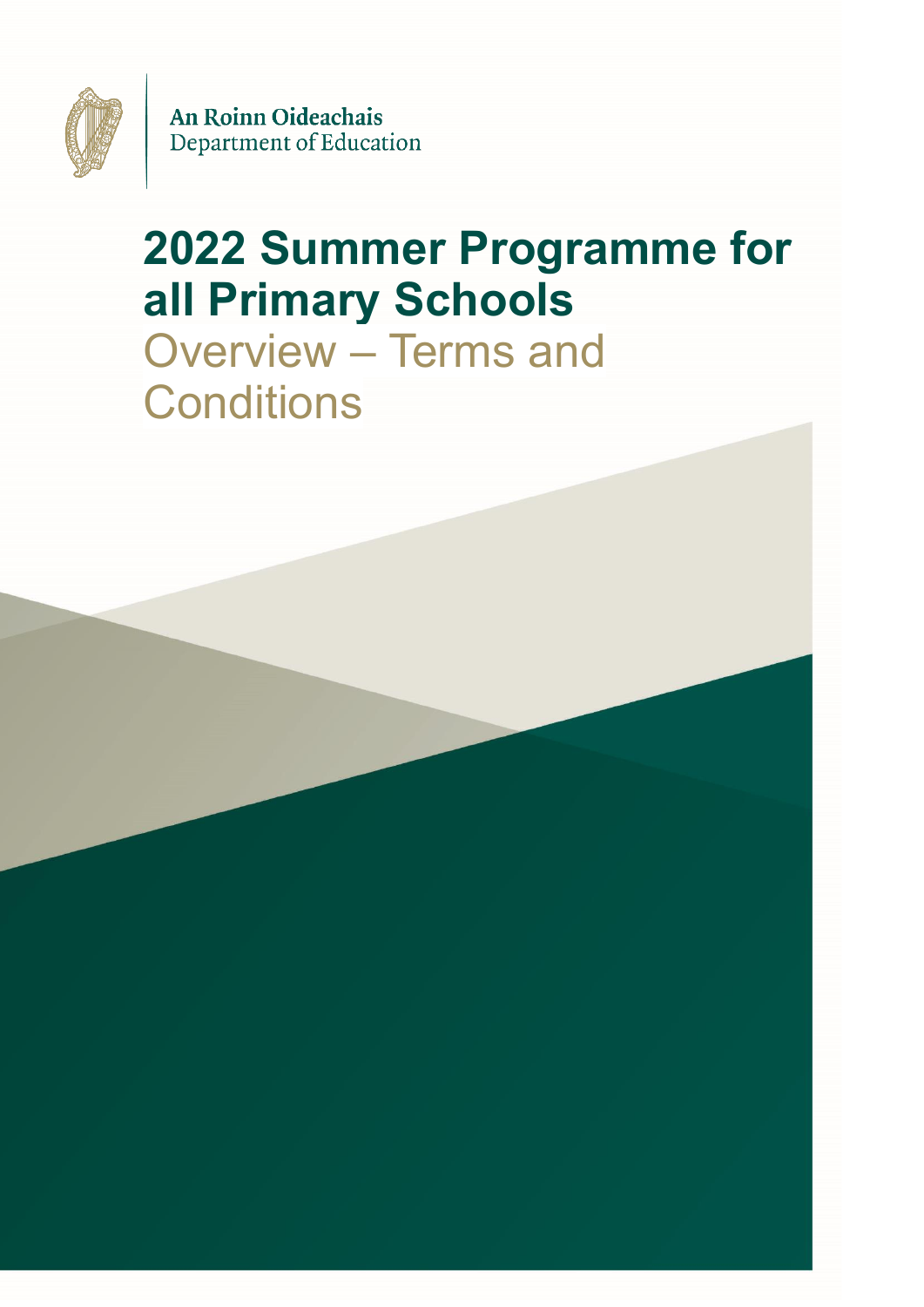An Roinn Oideachais
Department of Education

# 2022 Summer Programme for all Primary Schools

## Overview – Terms and Conditions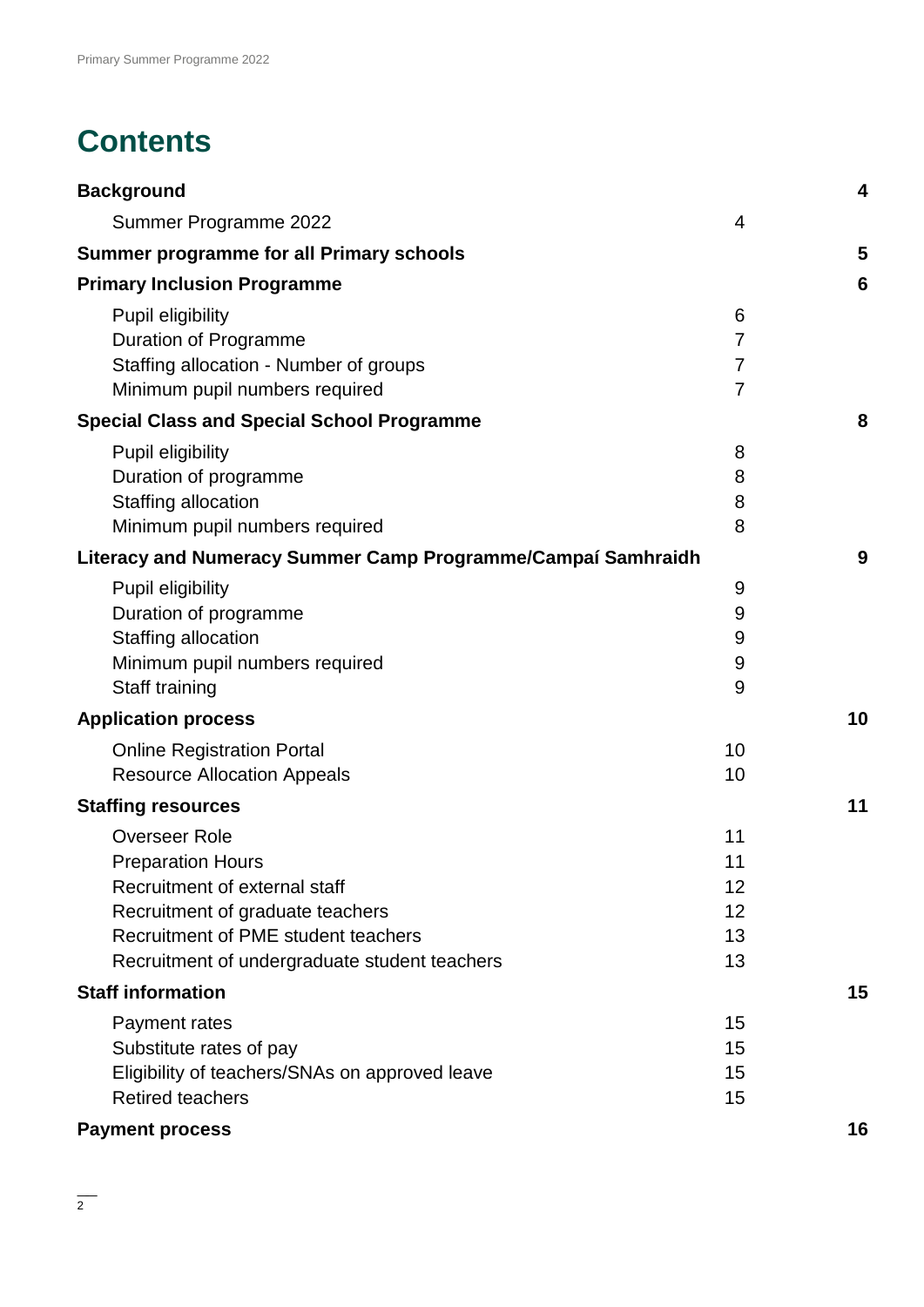# Contents

| | | |
|---|---|---|
| **Background** | | **4** |
| Summer Programme 2022 | 4 | |
| **Summer programme for all Primary schools** | | **5** |
| **Primary Inclusion Programme** | | **6** |
| Pupil eligibility | 6 | |
| Duration of Programme | 7 | |
| Staffing allocation - Number of groups | 7 | |
| Minimum pupil numbers required | 7 | |
| **Special Class and Special School Programme** | | **8** |
| Pupil eligibility | 8 | |
| Duration of programme | 8 | |
| Staffing allocation | 8 | |
| Minimum pupil numbers required | 8 | |
| **Literacy and Numeracy Summer Camp Programme/Campaí Samhraidh** | | **9** |
| Pupil eligibility | 9 | |
| Duration of programme | 9 | |
| Staffing allocation | 9 | |
| Minimum pupil numbers required | 9 | |
| Staff training | 9 | |
| **Application process** | | **10** |
| Online Registration Portal | 10 | |
| Resource Allocation Appeals | 10 | |
| **Staffing resources** | | **11** |
| Overseer Role | 11 | |
| Preparation Hours | 11 | |
| Recruitment of external staff | 12 | |
| Recruitment of graduate teachers | 12 | |
| Recruitment of PME student teachers | 13 | |
| Recruitment of undergraduate student teachers | 13 | |
| **Staff information** | | **15** |
| Payment rates | 15 | |
| Substitute rates of pay | 15 | |
| Eligibility of teachers/SNAs on approved leave | 15 | |
| Retired teachers | 15 | |
| **Payment process** | | **16** |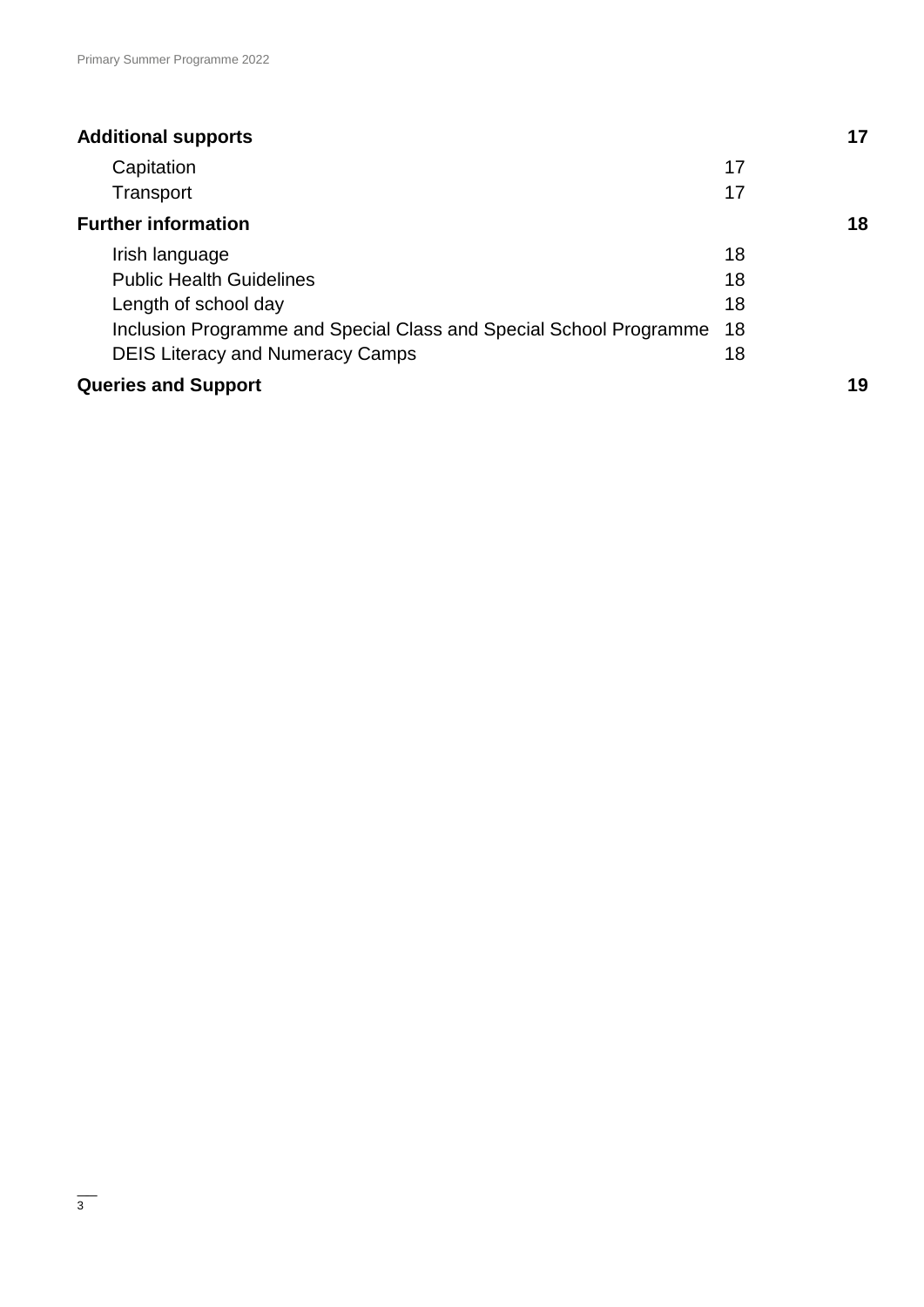**Additional supports** 17

- Capitation 17
- Transport 17

**Further information** 18

- Irish language 18
- Public Health Guidelines 18
- Length of school day 18
- Inclusion Programme and Special Class and Special School Programme 18
- DEIS Literacy and Numeracy Camps 18

**Queries and Support** 19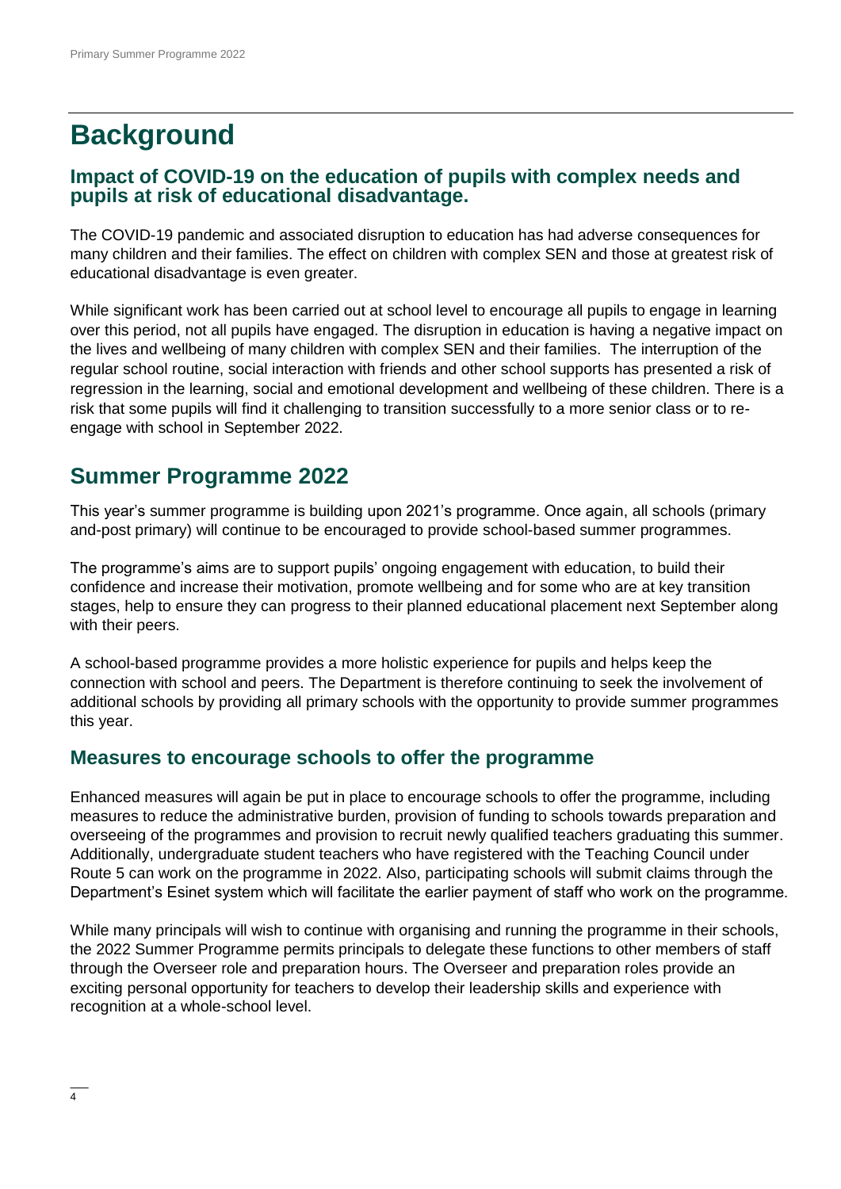# Background

## Impact of COVID-19 on the education of pupils with complex needs and pupils at risk of educational disadvantage.

The COVID-19 pandemic and associated disruption to education has had adverse consequences for many children and their families. The effect on children with complex SEN and those at greatest risk of educational disadvantage is even greater.

While significant work has been carried out at school level to encourage all pupils to engage in learning over this period, not all pupils have engaged. The disruption in education is having a negative impact on the lives and wellbeing of many children with complex SEN and their families. The interruption of the regular school routine, social interaction with friends and other school supports has presented a risk of regression in the learning, social and emotional development and wellbeing of these children. There is a risk that some pupils will find it challenging to transition successfully to a more senior class or to re-engage with school in September 2022.

# Summer Programme 2022

This year's summer programme is building upon 2021's programme. Once again, all schools (primary and-post primary) will continue to be encouraged to provide school-based summer programmes.

The programme's aims are to support pupils' ongoing engagement with education, to build their confidence and increase their motivation, promote wellbeing and for some who are at key transition stages, help to ensure they can progress to their planned educational placement next September along with their peers.

A school-based programme provides a more holistic experience for pupils and helps keep the connection with school and peers. The Department is therefore continuing to seek the involvement of additional schools by providing all primary schools with the opportunity to provide summer programmes this year.

## Measures to encourage schools to offer the programme

Enhanced measures will again be put in place to encourage schools to offer the programme, including measures to reduce the administrative burden, provision of funding to schools towards preparation and overseeing of the programmes and provision to recruit newly qualified teachers graduating this summer. Additionally, undergraduate student teachers who have registered with the Teaching Council under Route 5 can work on the programme in 2022. Also, participating schools will submit claims through the Department's Esinet system which will facilitate the earlier payment of staff who work on the programme.

While many principals will wish to continue with organising and running the programme in their schools, the 2022 Summer Programme permits principals to delegate these functions to other members of staff through the Overseer role and preparation hours. The Overseer and preparation roles provide an exciting personal opportunity for teachers to develop their leadership skills and experience with recognition at a whole-school level.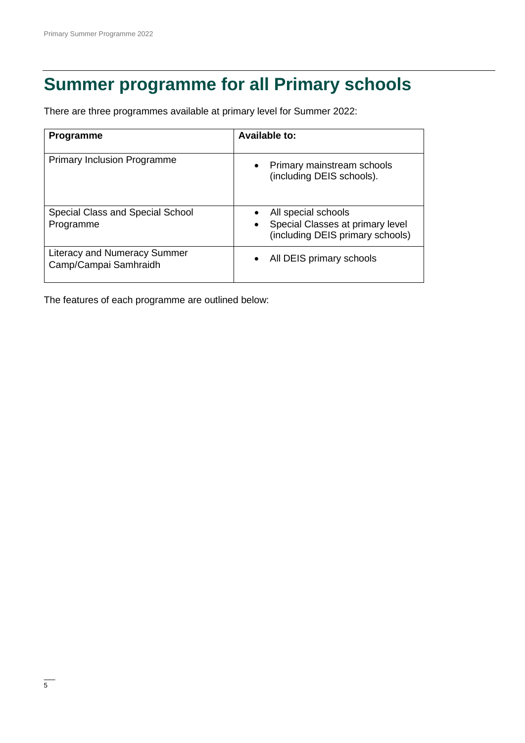# Summer programme for all Primary schools

There are three programmes available at primary level for Summer 2022:

| Programme | Available to: |
|---|---|
| Primary Inclusion Programme | • Primary mainstream schools (including DEIS schools). |
| Special Class and Special School Programme | • All special schools<br>• Special Classes at primary level (including DEIS primary schools) |
| Literacy and Numeracy Summer Camp/Campai Samhraidh | • All DEIS primary schools |

The features of each programme are outlined below: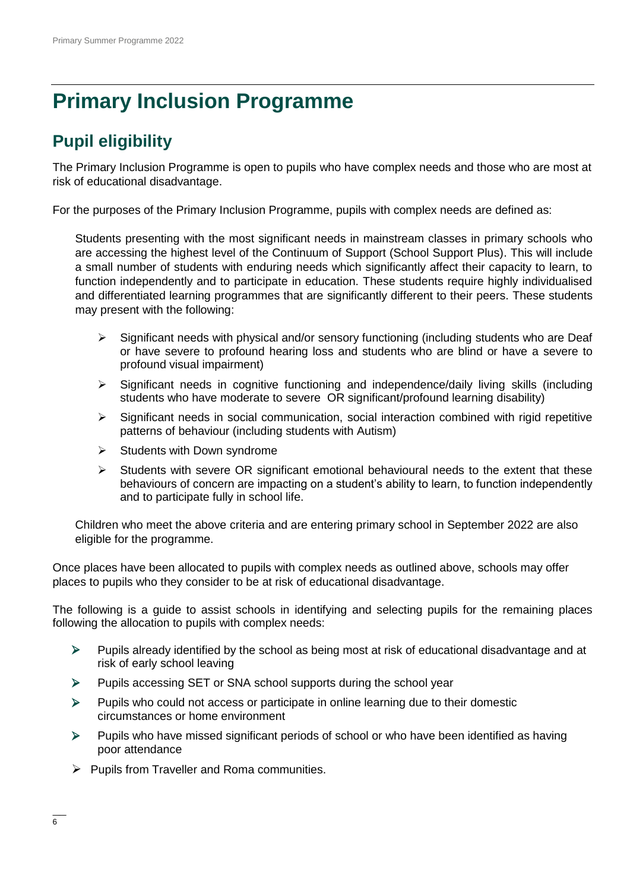# Primary Inclusion Programme

## Pupil eligibility

The Primary Inclusion Programme is open to pupils who have complex needs and those who are most at risk of educational disadvantage.

For the purposes of the Primary Inclusion Programme, pupils with complex needs are defined as:

> Students presenting with the most significant needs in mainstream classes in primary schools who are accessing the highest level of the Continuum of Support (School Support Plus). This will include a small number of students with enduring needs which significantly affect their capacity to learn, to function independently and to participate in education. These students require highly individualised and differentiated learning programmes that are significantly different to their peers. These students may present with the following:
>
> - Significant needs with physical and/or sensory functioning (including students who are Deaf or have severe to profound hearing loss and students who are blind or have a severe to profound visual impairment)
> - Significant needs in cognitive functioning and independence/daily living skills (including students who have moderate to severe OR significant/profound learning disability)
> - Significant needs in social communication, social interaction combined with rigid repetitive patterns of behaviour (including students with Autism)
> - Students with Down syndrome
> - Students with severe OR significant emotional behavioural needs to the extent that these behaviours of concern are impacting on a student's ability to learn, to function independently and to participate fully in school life.
>
> Children who meet the above criteria and are entering primary school in September 2022 are also eligible for the programme.

Once places have been allocated to pupils with complex needs as outlined above, schools may offer places to pupils who they consider to be at risk of educational disadvantage.

The following is a guide to assist schools in identifying and selecting pupils for the remaining places following the allocation to pupils with complex needs:

- Pupils already identified by the school as being most at risk of educational disadvantage and at risk of early school leaving
- Pupils accessing SET or SNA school supports during the school year
- Pupils who could not access or participate in online learning due to their domestic circumstances or home environment
- Pupils who have missed significant periods of school or who have been identified as having poor attendance
- Pupils from Traveller and Roma communities.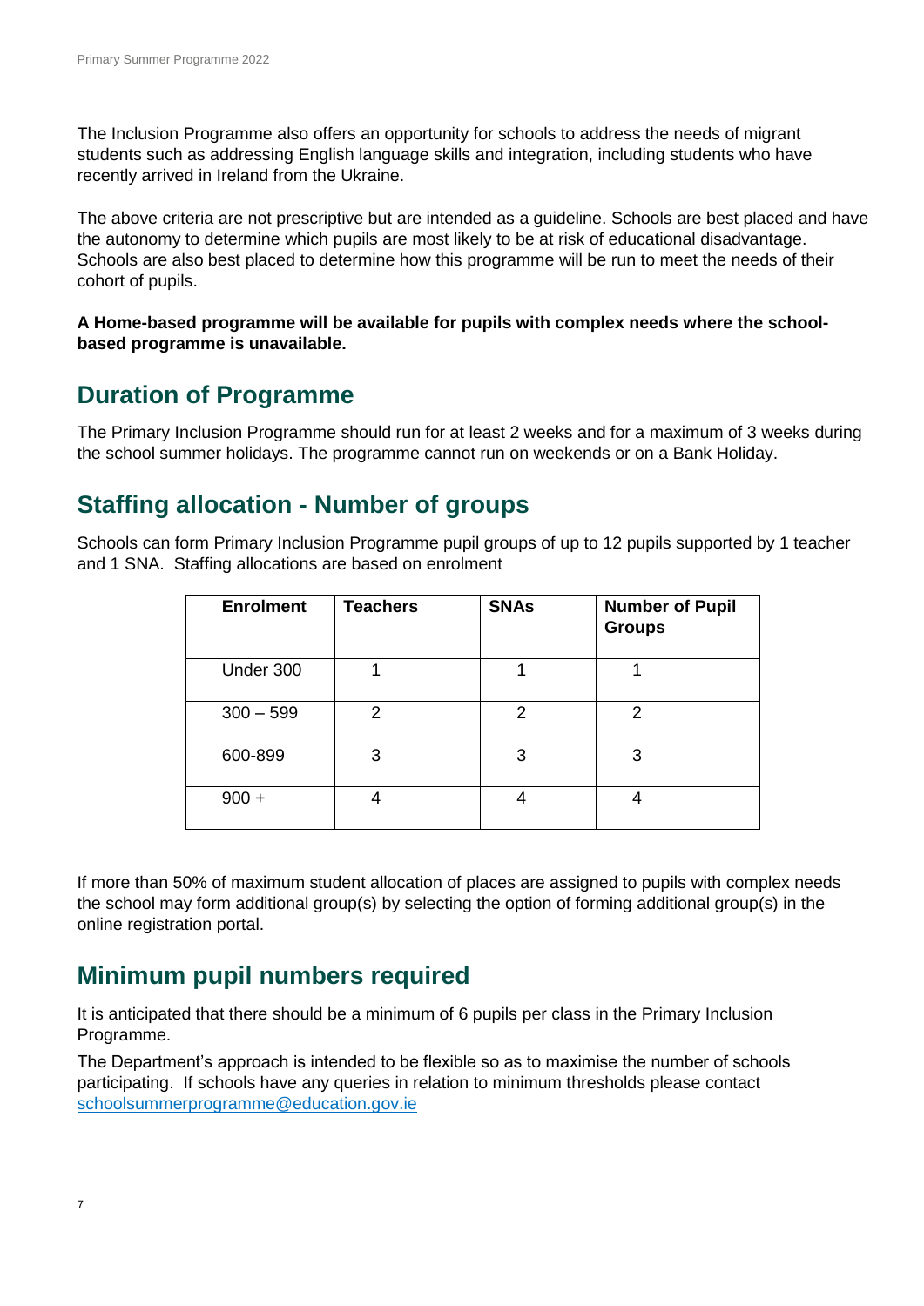The Inclusion Programme also offers an opportunity for schools to address the needs of migrant students such as addressing English language skills and integration, including students who have recently arrived in Ireland from the Ukraine.

The above criteria are not prescriptive but are intended as a guideline. Schools are best placed and have the autonomy to determine which pupils are most likely to be at risk of educational disadvantage. Schools are also best placed to determine how this programme will be run to meet the needs of their cohort of pupils.

**A Home-based programme will be available for pupils with complex needs where the school-based programme is unavailable.**

## Duration of Programme

The Primary Inclusion Programme should run for at least 2 weeks and for a maximum of 3 weeks during the school summer holidays. The programme cannot run on weekends or on a Bank Holiday.

## Staffing allocation - Number of groups

Schools can form Primary Inclusion Programme pupil groups of up to 12 pupils supported by 1 teacher and 1 SNA. Staffing allocations are based on enrolment

| Enrolment | Teachers | SNAs | Number of Pupil Groups |
|---|---|---|---|
| Under 300 | 1 | 1 | 1 |
| 300 – 599 | 2 | 2 | 2 |
| 600-899 | 3 | 3 | 3 |
| 900 + | 4 | 4 | 4 |

If more than 50% of maximum student allocation of places are assigned to pupils with complex needs the school may form additional group(s) by selecting the option of forming additional group(s) in the online registration portal.

## Minimum pupil numbers required

It is anticipated that there should be a minimum of 6 pupils per class in the Primary Inclusion Programme.

The Department's approach is intended to be flexible so as to maximise the number of schools participating. If schools have any queries in relation to minimum thresholds please contact schoolsummerprogramme@education.gov.ie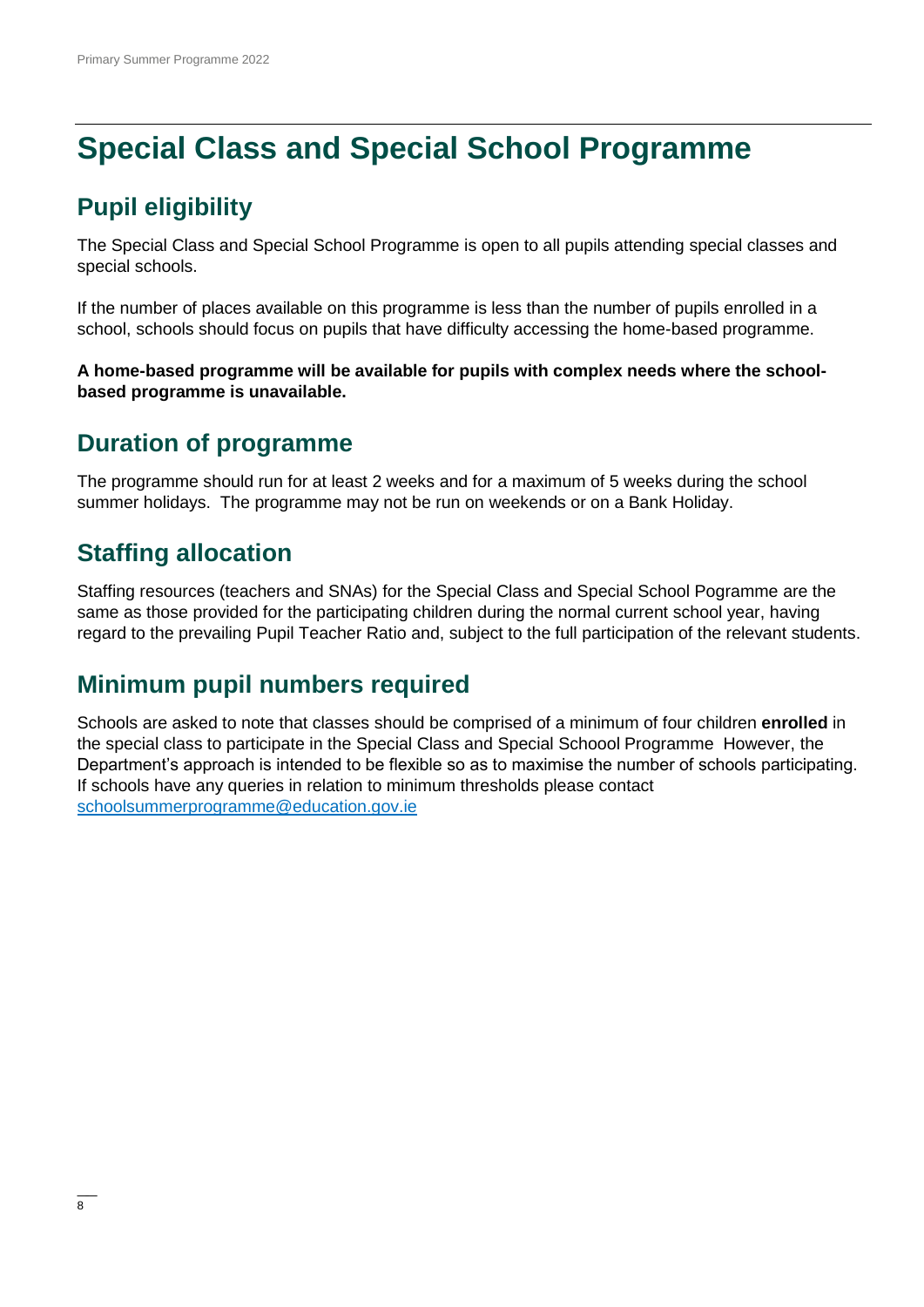# Special Class and Special School Programme

## Pupil eligibility

The Special Class and Special School Programme is open to all pupils attending special classes and special schools.

If the number of places available on this programme is less than the number of pupils enrolled in a school, schools should focus on pupils that have difficulty accessing the home-based programme.

**A home-based programme will be available for pupils with complex needs where the school-based programme is unavailable.**

## Duration of programme

The programme should run for at least 2 weeks and for a maximum of 5 weeks during the school summer holidays. The programme may not be run on weekends or on a Bank Holiday.

## Staffing allocation

Staffing resources (teachers and SNAs) for the Special Class and Special School Pogramme are the same as those provided for the participating children during the normal current school year, having regard to the prevailing Pupil Teacher Ratio and, subject to the full participation of the relevant students.

## Minimum pupil numbers required

Schools are asked to note that classes should be comprised of a minimum of four children **enrolled** in the special class to participate in the Special Class and Special Schoool Programme However, the Department's approach is intended to be flexible so as to maximise the number of schools participating. If schools have any queries in relation to minimum thresholds please contact schoolsummerprogramme@education.gov.ie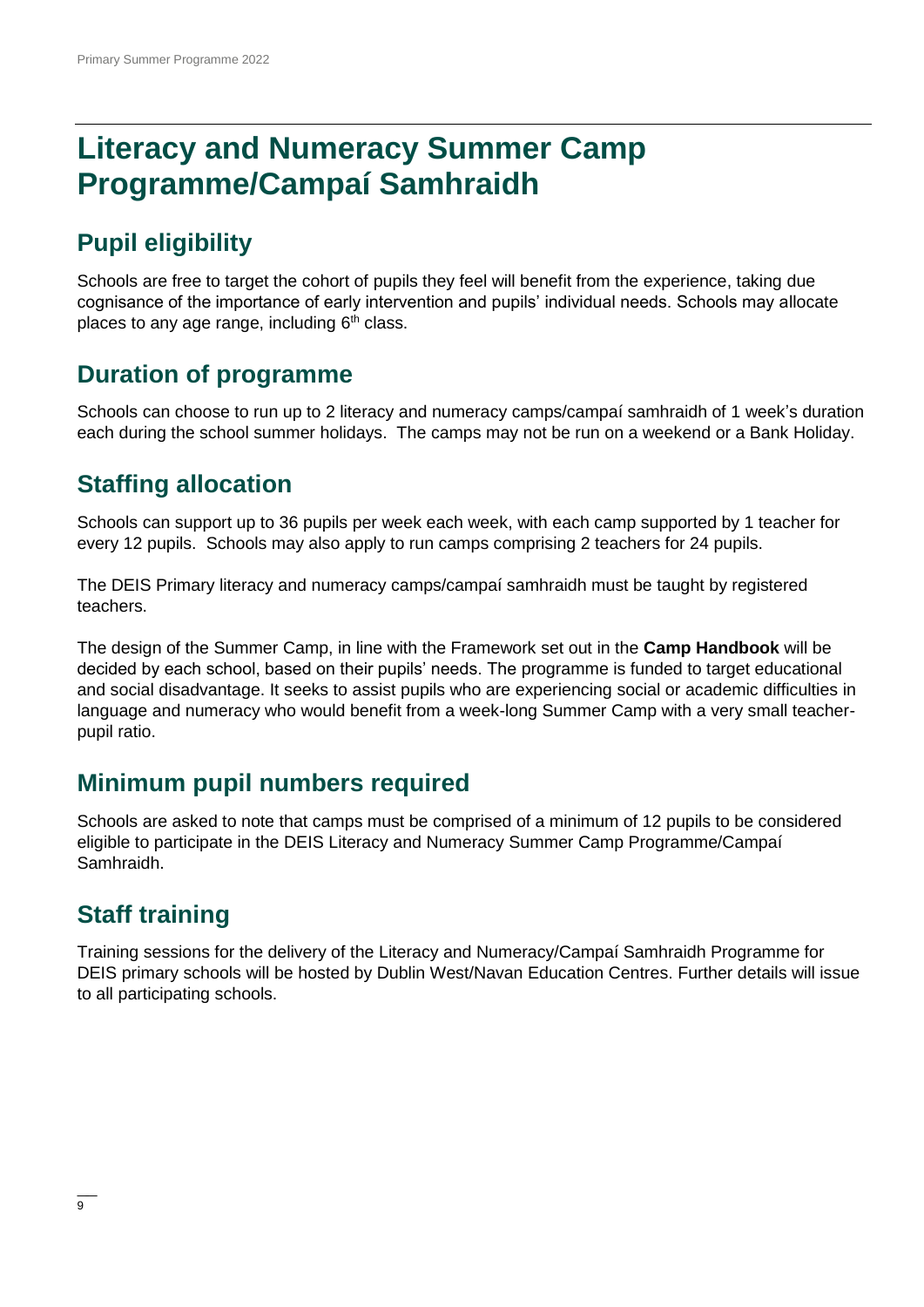# Literacy and Numeracy Summer Camp Programme/Campaí Samhraidh

## Pupil eligibility

Schools are free to target the cohort of pupils they feel will benefit from the experience, taking due cognisance of the importance of early intervention and pupils' individual needs. Schools may allocate places to any age range, including 6th class.

## Duration of programme

Schools can choose to run up to 2 literacy and numeracy camps/campaí samhraidh of 1 week's duration each during the school summer holidays. The camps may not be run on a weekend or a Bank Holiday.

## Staffing allocation

Schools can support up to 36 pupils per week each week, with each camp supported by 1 teacher for every 12 pupils. Schools may also apply to run camps comprising 2 teachers for 24 pupils.

The DEIS Primary literacy and numeracy camps/campaí samhraidh must be taught by registered teachers.

The design of the Summer Camp, in line with the Framework set out in the **Camp Handbook** will be decided by each school, based on their pupils' needs. The programme is funded to target educational and social disadvantage. It seeks to assist pupils who are experiencing social or academic difficulties in language and numeracy who would benefit from a week-long Summer Camp with a very small teacher-pupil ratio.

## Minimum pupil numbers required

Schools are asked to note that camps must be comprised of a minimum of 12 pupils to be considered eligible to participate in the DEIS Literacy and Numeracy Summer Camp Programme/Campaí Samhraidh.

## Staff training

Training sessions for the delivery of the Literacy and Numeracy/Campaí Samhraidh Programme for DEIS primary schools will be hosted by Dublin West/Navan Education Centres. Further details will issue to all participating schools.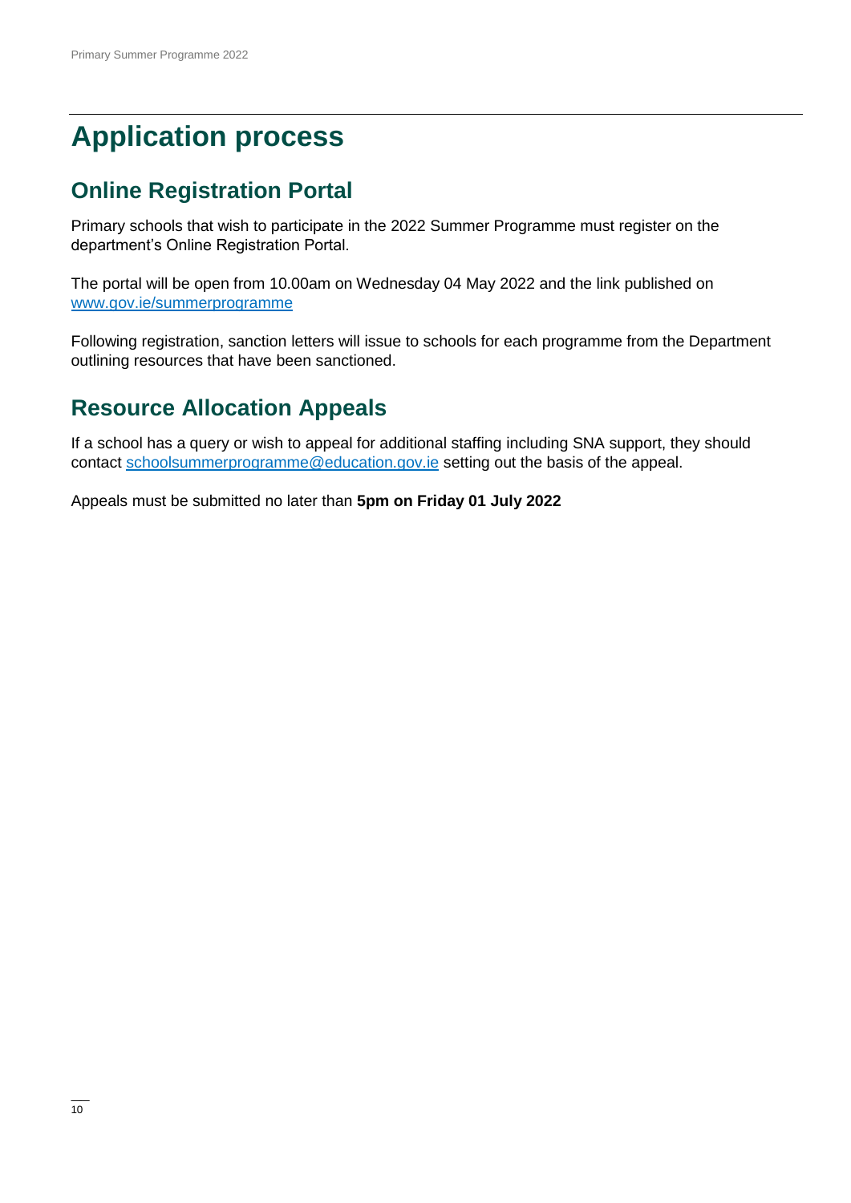# Application process

## Online Registration Portal

Primary schools that wish to participate in the 2022 Summer Programme must register on the department's Online Registration Portal.

The portal will be open from 10.00am on Wednesday 04 May 2022 and the link published on [www.gov.ie/summerprogramme](http://www.gov.ie/summerprogramme)

Following registration, sanction letters will issue to schools for each programme from the Department outlining resources that have been sanctioned.

## Resource Allocation Appeals

If a school has a query or wish to appeal for additional staffing including SNA support, they should contact [schoolsummerprogramme@education.gov.ie](mailto:schoolsummerprogramme@education.gov.ie) setting out the basis of the appeal.

Appeals must be submitted no later than **5pm on Friday 01 July 2022**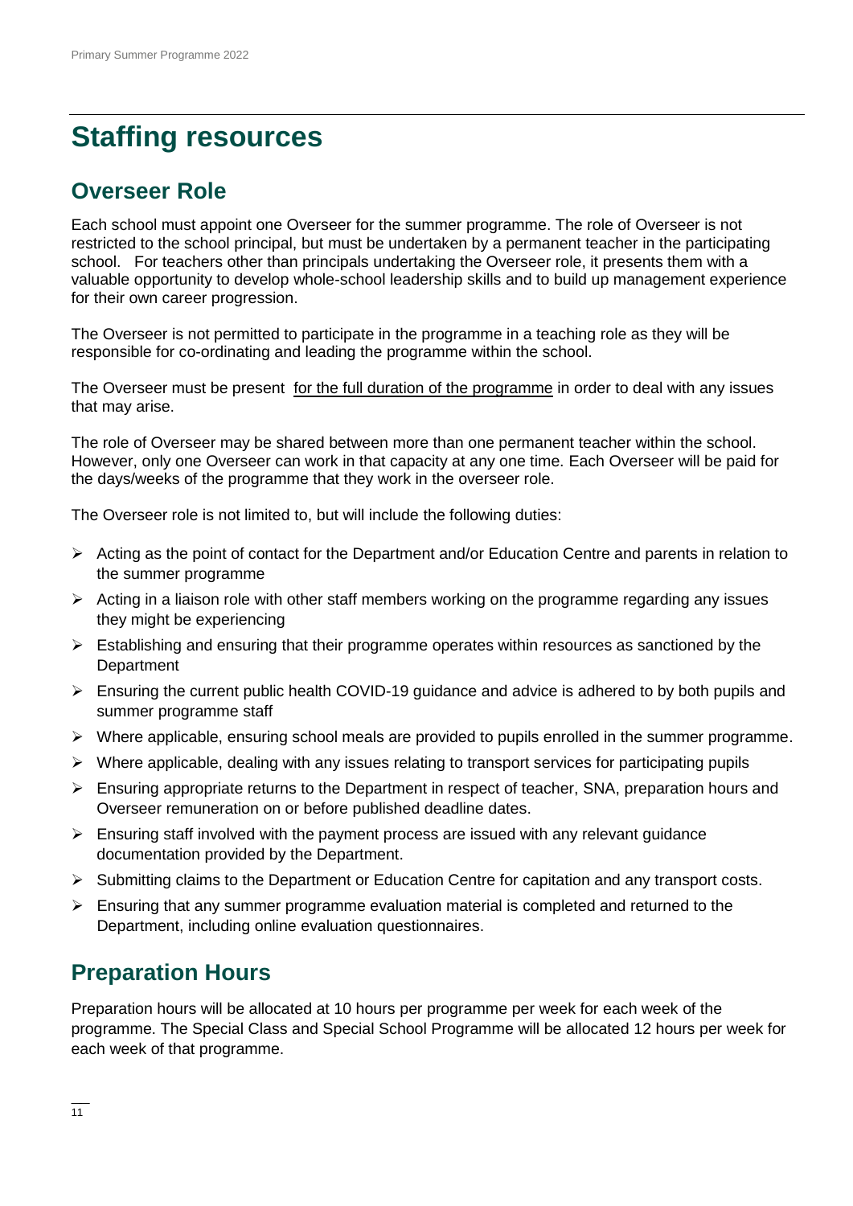# Staffing resources

## Overseer Role

Each school must appoint one Overseer for the summer programme. The role of Overseer is not restricted to the school principal, but must be undertaken by a permanent teacher in the participating school. For teachers other than principals undertaking the Overseer role, it presents them with a valuable opportunity to develop whole-school leadership skills and to build up management experience for their own career progression.

The Overseer is not permitted to participate in the programme in a teaching role as they will be responsible for co-ordinating and leading the programme within the school.

The Overseer must be present for the full duration of the programme in order to deal with any issues that may arise.

The role of Overseer may be shared between more than one permanent teacher within the school. However, only one Overseer can work in that capacity at any one time. Each Overseer will be paid for the days/weeks of the programme that they work in the overseer role.

The Overseer role is not limited to, but will include the following duties:

- Acting as the point of contact for the Department and/or Education Centre and parents in relation to the summer programme
- Acting in a liaison role with other staff members working on the programme regarding any issues they might be experiencing
- Establishing and ensuring that their programme operates within resources as sanctioned by the Department
- Ensuring the current public health COVID-19 guidance and advice is adhered to by both pupils and summer programme staff
- Where applicable, ensuring school meals are provided to pupils enrolled in the summer programme.
- Where applicable, dealing with any issues relating to transport services for participating pupils
- Ensuring appropriate returns to the Department in respect of teacher, SNA, preparation hours and Overseer remuneration on or before published deadline dates.
- Ensuring staff involved with the payment process are issued with any relevant guidance documentation provided by the Department.
- Submitting claims to the Department or Education Centre for capitation and any transport costs.
- Ensuring that any summer programme evaluation material is completed and returned to the Department, including online evaluation questionnaires.

## Preparation Hours

Preparation hours will be allocated at 10 hours per programme per week for each week of the programme. The Special Class and Special School Programme will be allocated 12 hours per week for each week of that programme.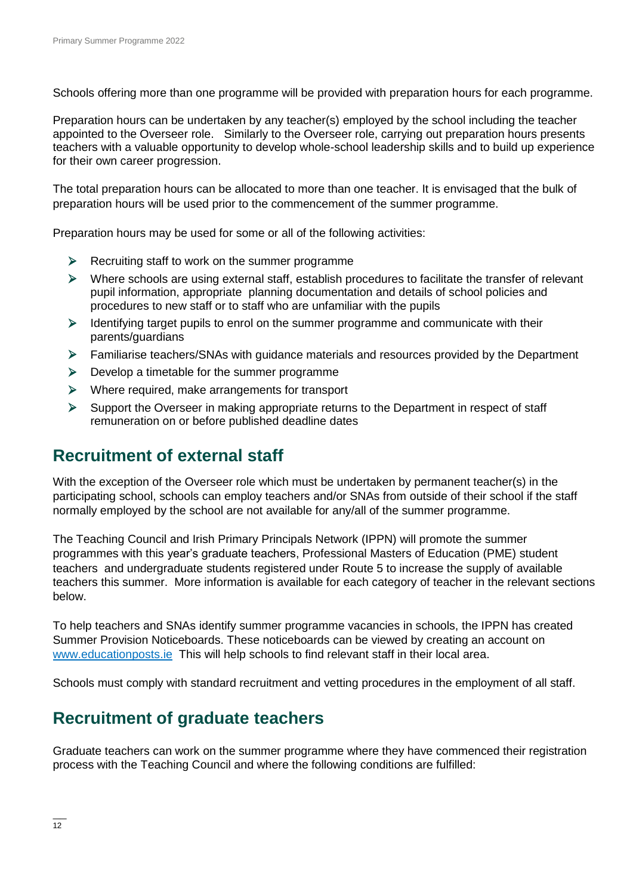Schools offering more than one programme will be provided with preparation hours for each programme.

Preparation hours can be undertaken by any teacher(s) employed by the school including the teacher appointed to the Overseer role. Similarly to the Overseer role, carrying out preparation hours presents teachers with a valuable opportunity to develop whole-school leadership skills and to build up experience for their own career progression.

The total preparation hours can be allocated to more than one teacher. It is envisaged that the bulk of preparation hours will be used prior to the commencement of the summer programme.

Preparation hours may be used for some or all of the following activities:

- Recruiting staff to work on the summer programme
- Where schools are using external staff, establish procedures to facilitate the transfer of relevant pupil information, appropriate planning documentation and details of school policies and procedures to new staff or to staff who are unfamiliar with the pupils
- Identifying target pupils to enrol on the summer programme and communicate with their parents/guardians
- Familiarise teachers/SNAs with guidance materials and resources provided by the Department
- Develop a timetable for the summer programme
- Where required, make arrangements for transport
- Support the Overseer in making appropriate returns to the Department in respect of staff remuneration on or before published deadline dates

## Recruitment of external staff

With the exception of the Overseer role which must be undertaken by permanent teacher(s) in the participating school, schools can employ teachers and/or SNAs from outside of their school if the staff normally employed by the school are not available for any/all of the summer programme.

The Teaching Council and Irish Primary Principals Network (IPPN) will promote the summer programmes with this year's graduate teachers, Professional Masters of Education (PME) student teachers and undergraduate students registered under Route 5 to increase the supply of available teachers this summer. More information is available for each category of teacher in the relevant sections below.

To help teachers and SNAs identify summer programme vacancies in schools, the IPPN has created Summer Provision Noticeboards. These noticeboards can be viewed by creating an account on [www.educationposts.ie](http://www.educationposts.ie) This will help schools to find relevant staff in their local area.

Schools must comply with standard recruitment and vetting procedures in the employment of all staff.

## Recruitment of graduate teachers

Graduate teachers can work on the summer programme where they have commenced their registration process with the Teaching Council and where the following conditions are fulfilled: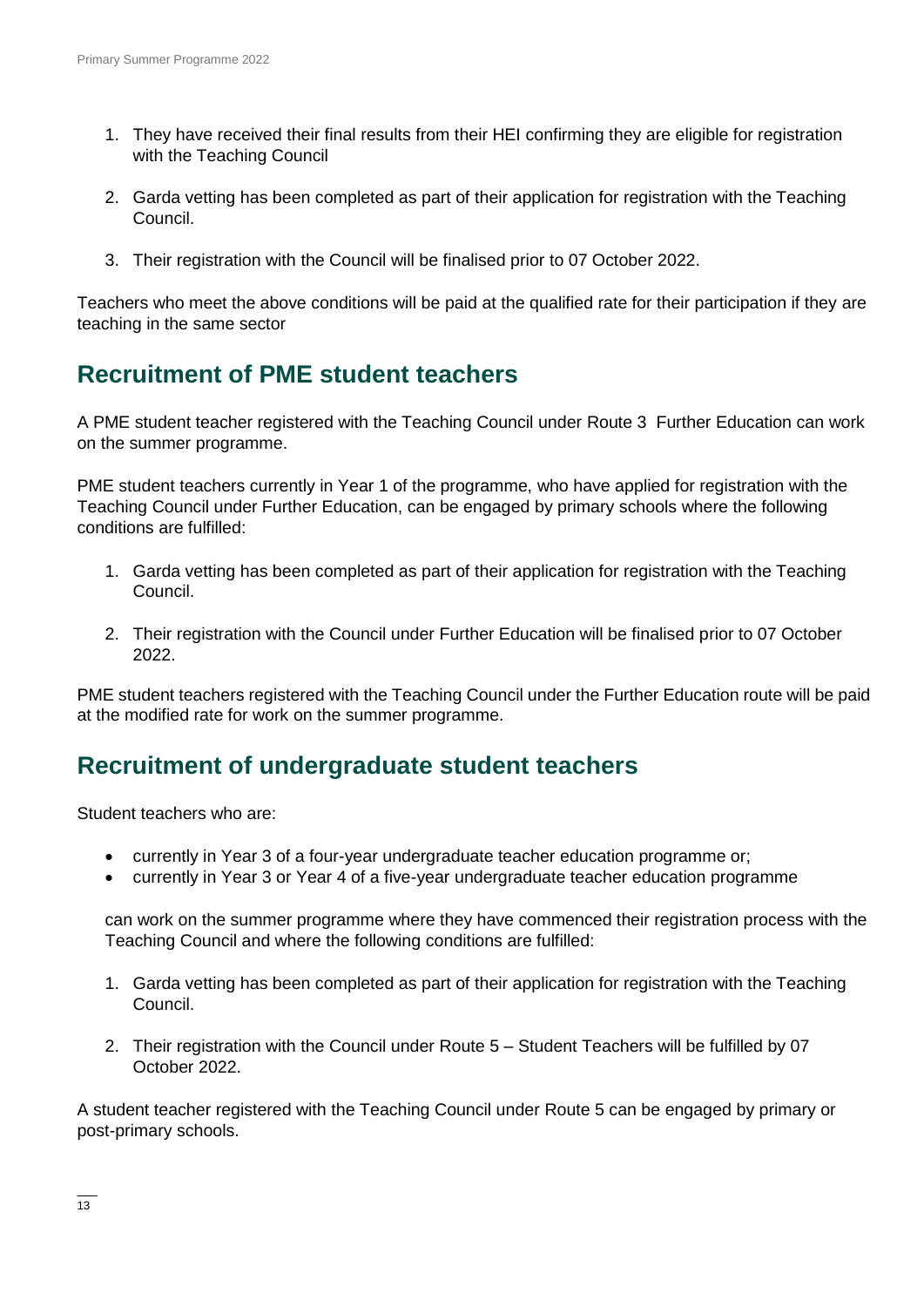1. They have received their final results from their HEI confirming they are eligible for registration with the Teaching Council

2. Garda vetting has been completed as part of their application for registration with the Teaching Council.

3. Their registration with the Council will be finalised prior to 07 October 2022.

Teachers who meet the above conditions will be paid at the qualified rate for their participation if they are teaching in the same sector

## Recruitment of PME student teachers

A PME student teacher registered with the Teaching Council under Route 3  Further Education can work on the summer programme.

PME student teachers currently in Year 1 of the programme, who have applied for registration with the Teaching Council under Further Education, can be engaged by primary schools where the following conditions are fulfilled:

1. Garda vetting has been completed as part of their application for registration with the Teaching Council.

2. Their registration with the Council under Further Education will be finalised prior to 07 October 2022.

PME student teachers registered with the Teaching Council under the Further Education route will be paid at the modified rate for work on the summer programme.

## Recruitment of undergraduate student teachers

Student teachers who are:

- currently in Year 3 of a four-year undergraduate teacher education programme or;
- currently in Year 3 or Year 4 of a five-year undergraduate teacher education programme

can work on the summer programme where they have commenced their registration process with the Teaching Council and where the following conditions are fulfilled:

1. Garda vetting has been completed as part of their application for registration with the Teaching Council.

2. Their registration with the Council under Route 5 – Student Teachers will be fulfilled by 07 October 2022.

A student teacher registered with the Teaching Council under Route 5 can be engaged by primary or post-primary schools.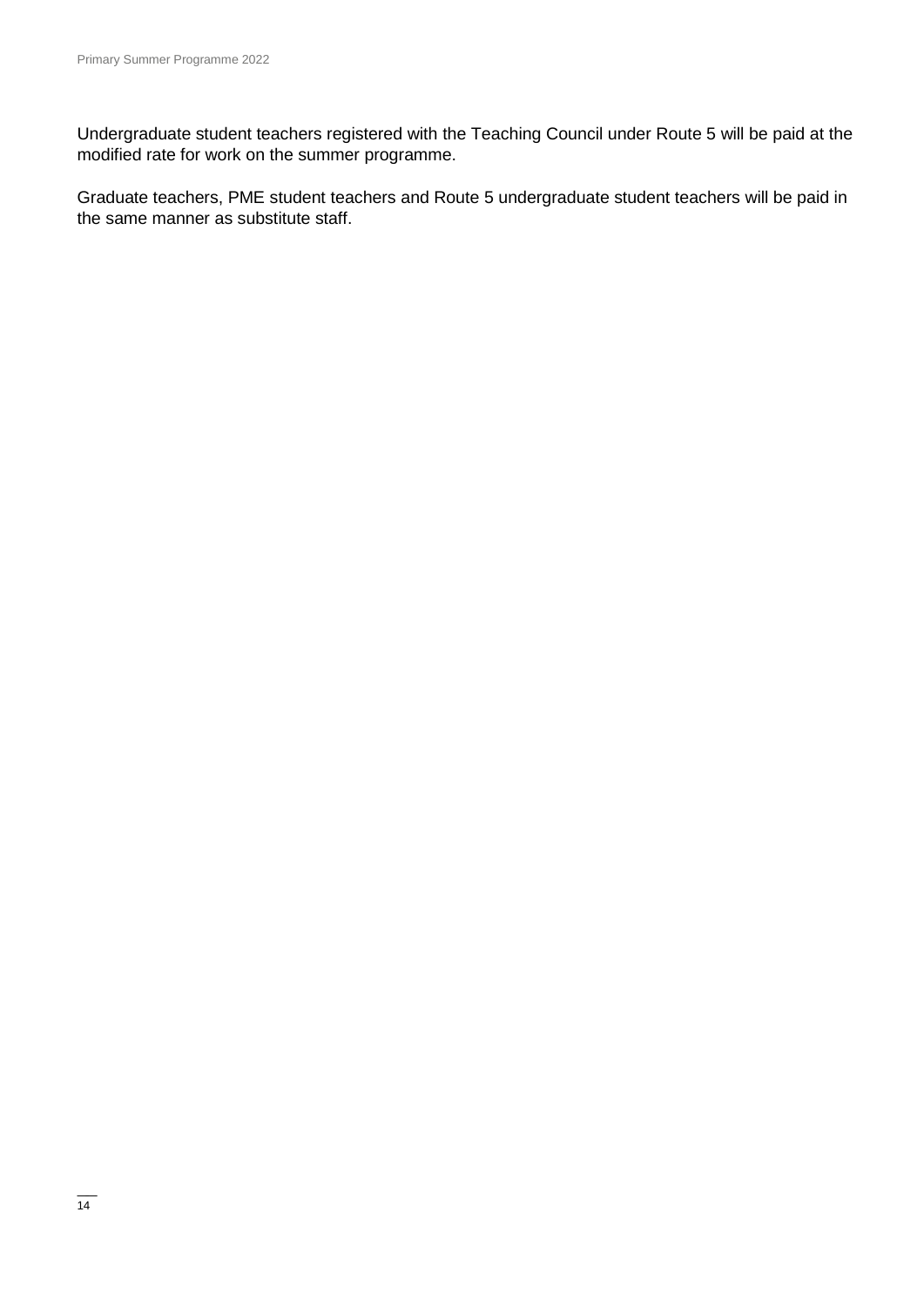Undergraduate student teachers registered with the Teaching Council under Route 5 will be paid at the modified rate for work on the summer programme.

Graduate teachers, PME student teachers and Route 5 undergraduate student teachers will be paid in the same manner as substitute staff.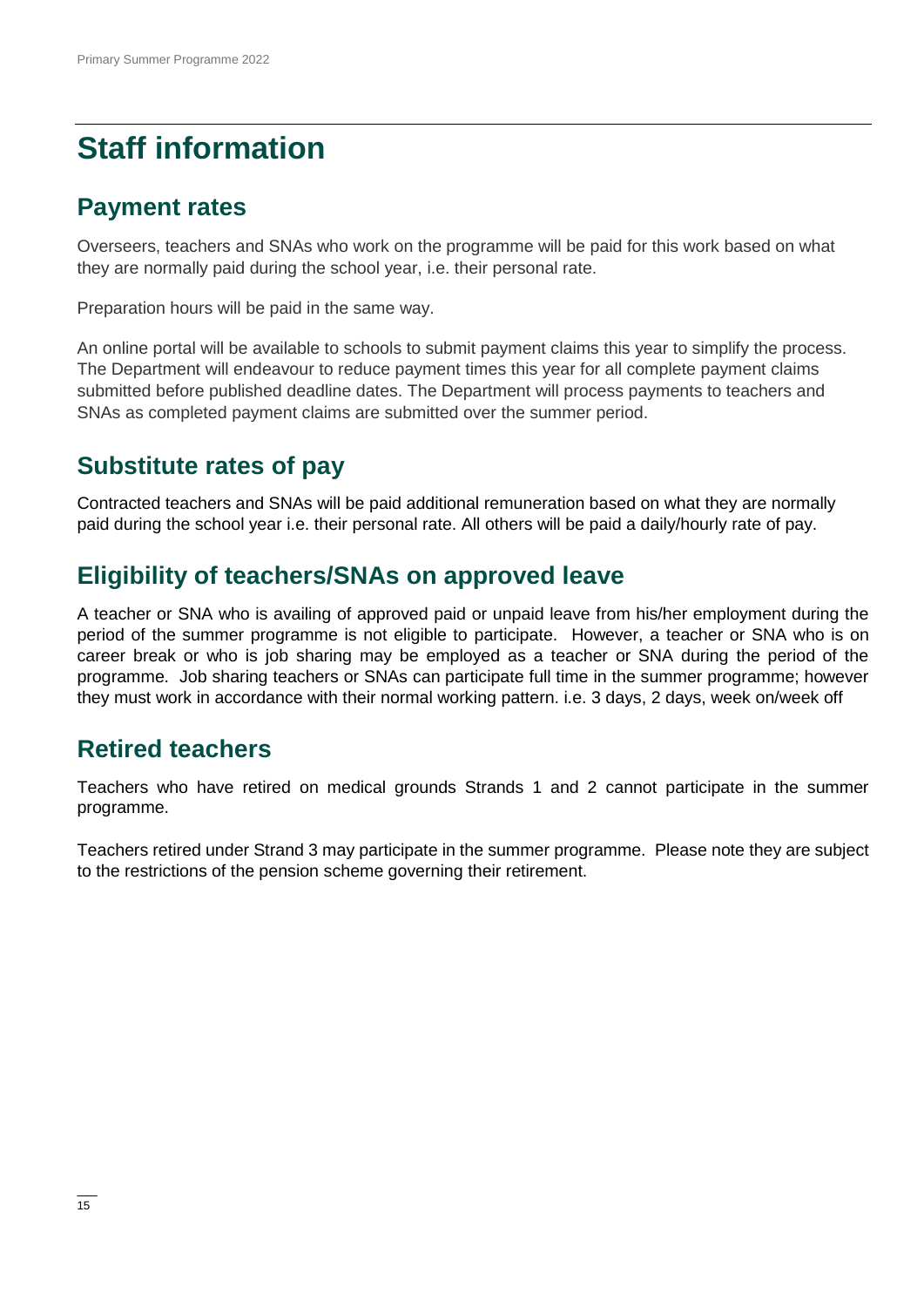# Staff information

## Payment rates

Overseers, teachers and SNAs who work on the programme will be paid for this work based on what they are normally paid during the school year, i.e. their personal rate.

Preparation hours will be paid in the same way.

An online portal will be available to schools to submit payment claims this year to simplify the process. The Department will endeavour to reduce payment times this year for all complete payment claims submitted before published deadline dates. The Department will process payments to teachers and SNAs as completed payment claims are submitted over the summer period.

## Substitute rates of pay

Contracted teachers and SNAs will be paid additional remuneration based on what they are normally paid during the school year i.e. their personal rate. All others will be paid a daily/hourly rate of pay.

## Eligibility of teachers/SNAs on approved leave

A teacher or SNA who is availing of approved paid or unpaid leave from his/her employment during the period of the summer programme is not eligible to participate. However, a teacher or SNA who is on career break or who is job sharing may be employed as a teacher or SNA during the period of the programme. Job sharing teachers or SNAs can participate full time in the summer programme; however they must work in accordance with their normal working pattern. i.e. 3 days, 2 days, week on/week off

## Retired teachers

Teachers who have retired on medical grounds Strands 1 and 2 cannot participate in the summer programme.

Teachers retired under Strand 3 may participate in the summer programme. Please note they are subject to the restrictions of the pension scheme governing their retirement.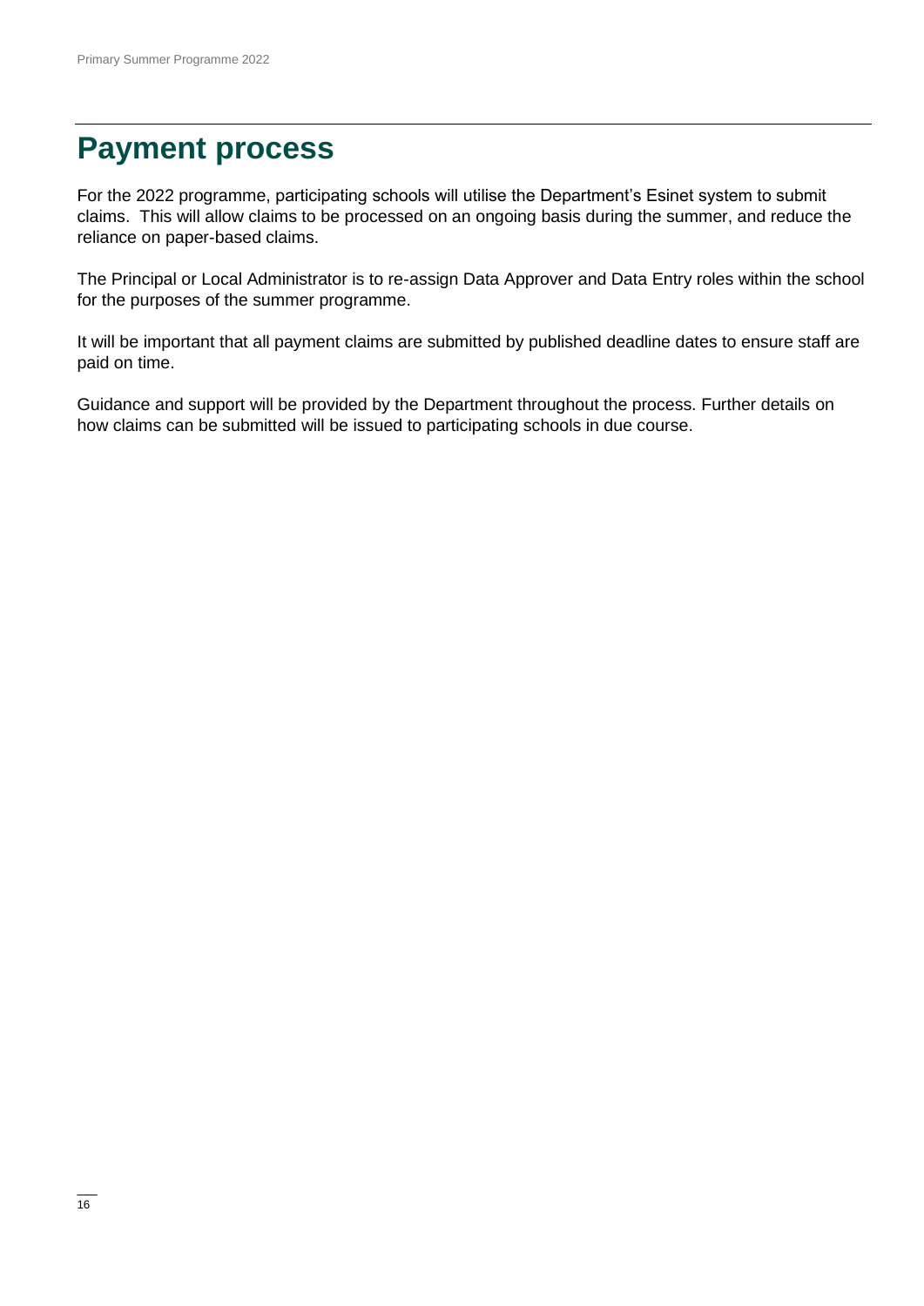# Payment process

For the 2022 programme, participating schools will utilise the Department's Esinet system to submit claims. This will allow claims to be processed on an ongoing basis during the summer, and reduce the reliance on paper-based claims.

The Principal or Local Administrator is to re-assign Data Approver and Data Entry roles within the school for the purposes of the summer programme.

It will be important that all payment claims are submitted by published deadline dates to ensure staff are paid on time.

Guidance and support will be provided by the Department throughout the process. Further details on how claims can be submitted will be issued to participating schools in due course.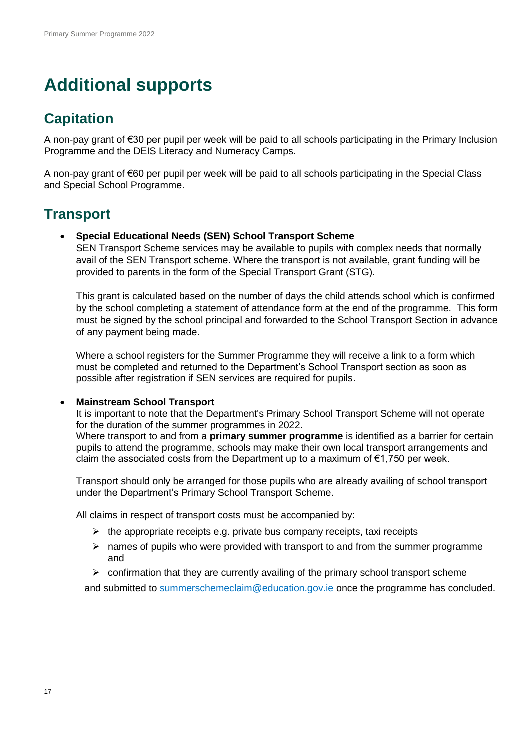# Additional supports

## Capitation

A non-pay grant of €30 per pupil per week will be paid to all schools participating in the Primary Inclusion Programme and the DEIS Literacy and Numeracy Camps.

A non-pay grant of €60 per pupil per week will be paid to all schools participating in the Special Class and Special School Programme.

## Transport

- **Special Educational Needs (SEN) School Transport Scheme**
  SEN Transport Scheme services may be available to pupils with complex needs that normally avail of the SEN Transport scheme. Where the transport is not available, grant funding will be provided to parents in the form of the Special Transport Grant (STG).

  This grant is calculated based on the number of days the child attends school which is confirmed by the school completing a statement of attendance form at the end of the programme. This form must be signed by the school principal and forwarded to the School Transport Section in advance of any payment being made.

  Where a school registers for the Summer Programme they will receive a link to a form which must be completed and returned to the Department's School Transport section as soon as possible after registration if SEN services are required for pupils.

- **Mainstream School Transport**
  It is important to note that the Department's Primary School Transport Scheme will not operate for the duration of the summer programmes in 2022.
  Where transport to and from a **primary summer programme** is identified as a barrier for certain pupils to attend the programme, schools may make their own local transport arrangements and claim the associated costs from the Department up to a maximum of €1,750 per week.

  Transport should only be arranged for those pupils who are already availing of school transport under the Department's Primary School Transport Scheme.

  All claims in respect of transport costs must be accompanied by:

  - the appropriate receipts e.g. private bus company receipts, taxi receipts
  - names of pupils who were provided with transport to and from the summer programme and
  - confirmation that they are currently availing of the primary school transport scheme

  and submitted to summerschemeclaim@education.gov.ie once the programme has concluded.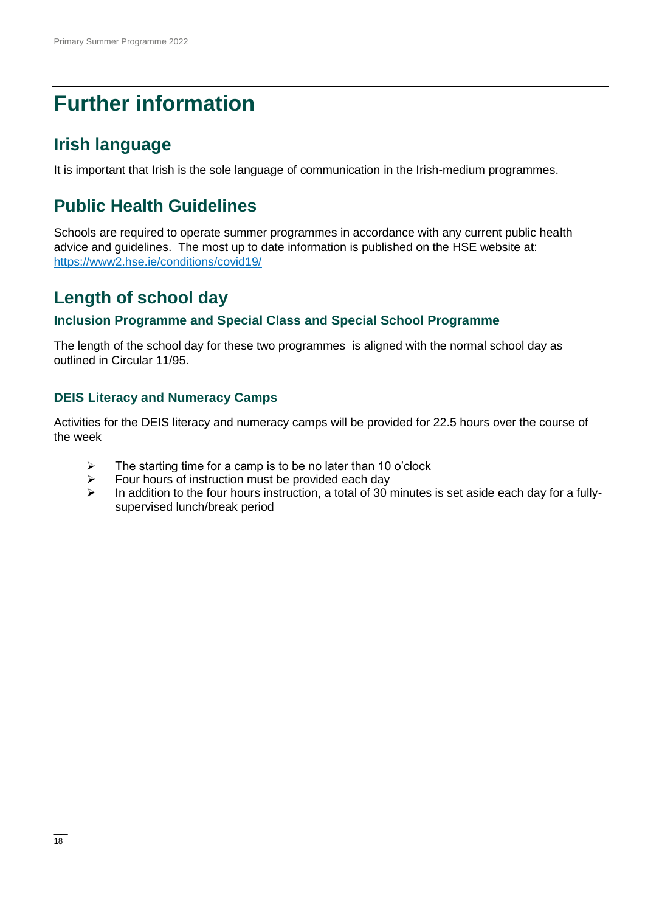# Further information

## Irish language

It is important that Irish is the sole language of communication in the Irish-medium programmes.

## Public Health Guidelines

Schools are required to operate summer programmes in accordance with any current public health advice and guidelines. The most up to date information is published on the HSE website at: [https://www2.hse.ie/conditions/covid19/](https://www2.hse.ie/conditions/covid19/)

## Length of school day

### Inclusion Programme and Special Class and Special School Programme

The length of the school day for these two programmes is aligned with the normal school day as outlined in Circular 11/95.

### DEIS Literacy and Numeracy Camps

Activities for the DEIS literacy and numeracy camps will be provided for 22.5 hours over the course of the week

- The starting time for a camp is to be no later than 10 o'clock
- Four hours of instruction must be provided each day
- In addition to the four hours instruction, a total of 30 minutes is set aside each day for a fully-supervised lunch/break period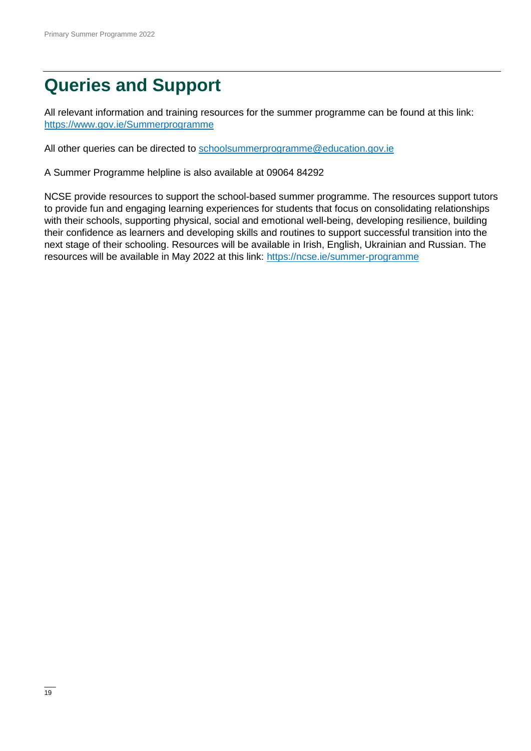# Queries and Support

All relevant information and training resources for the summer programme can be found at this link: [https://www.gov.ie/Summerprogramme](https://www.gov.ie/Summerprogramme)

All other queries can be directed to [schoolsummerprogramme@education.gov.ie](mailto:schoolsummerprogramme@education.gov.ie)

A Summer Programme helpline is also available at 09064 84292

NCSE provide resources to support the school-based summer programme. The resources support tutors to provide fun and engaging learning experiences for students that focus on consolidating relationships with their schools, supporting physical, social and emotional well-being, developing resilience, building their confidence as learners and developing skills and routines to support successful transition into the next stage of their schooling. Resources will be available in Irish, English, Ukrainian and Russian. The resources will be available in May 2022 at this link: [https://ncse.ie/summer-programme](https://ncse.ie/summer-programme)